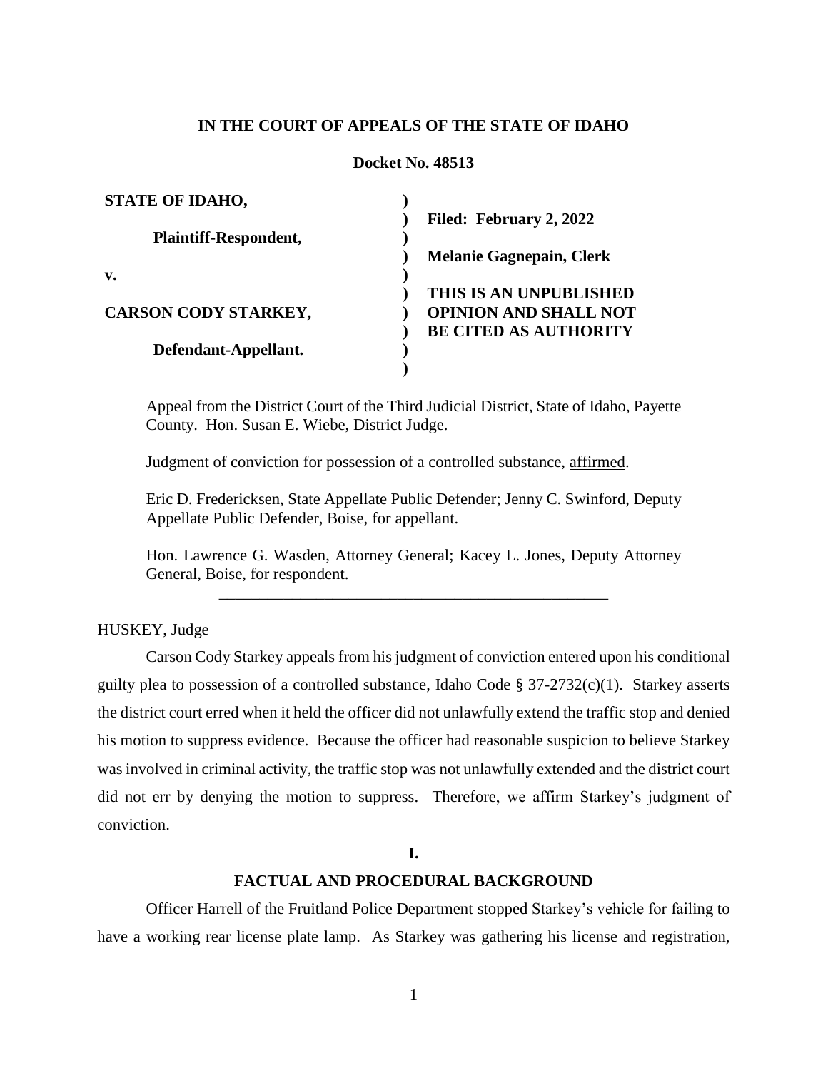**IN THE COURT OF APPEALS OF THE STATE OF IDAHO**

**Docket No. 48513**

| | |
|---|---|
| **STATE OF IDAHO,** | |
| | **Filed: February 2, 2022** |
| **Plaintiff-Respondent,** | |
| | **Melanie Gagnepain, Clerk** |
| **v.** | |
| | **THIS IS AN UNPUBLISHED** |
| **CARSON CODY STARKEY,** | **OPINION AND SHALL NOT** |
| | **BE CITED AS AUTHORITY** |
| **Defendant-Appellant.** | |

Appeal from the District Court of the Third Judicial District, State of Idaho, Payette County. Hon. Susan E. Wiebe, District Judge.

Judgment of conviction for possession of a controlled substance, affirmed.

Eric D. Fredericksen, State Appellate Public Defender; Jenny C. Swinford, Deputy Appellate Public Defender, Boise, for appellant.

Hon. Lawrence G. Wasden, Attorney General; Kacey L. Jones, Deputy Attorney General, Boise, for respondent.

---

HUSKEY, Judge

Carson Cody Starkey appeals from his judgment of conviction entered upon his conditional guilty plea to possession of a controlled substance, Idaho Code § 37-2732(c)(1). Starkey asserts the district court erred when it held the officer did not unlawfully extend the traffic stop and denied his motion to suppress evidence. Because the officer had reasonable suspicion to believe Starkey was involved in criminal activity, the traffic stop was not unlawfully extended and the district court did not err by denying the motion to suppress. Therefore, we affirm Starkey's judgment of conviction.

## I.

## FACTUAL AND PROCEDURAL BACKGROUND

Officer Harrell of the Fruitland Police Department stopped Starkey's vehicle for failing to have a working rear license plate lamp. As Starkey was gathering his license and registration,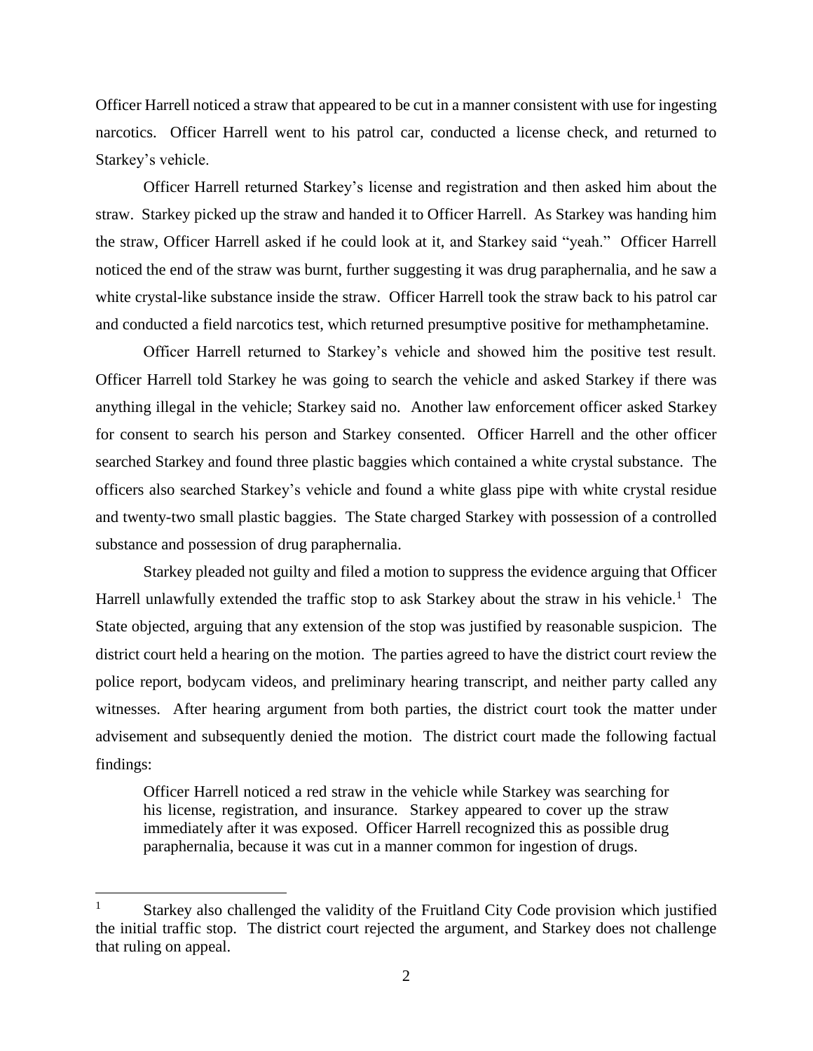Officer Harrell noticed a straw that appeared to be cut in a manner consistent with use for ingesting narcotics. Officer Harrell went to his patrol car, conducted a license check, and returned to Starkey's vehicle.

Officer Harrell returned Starkey's license and registration and then asked him about the straw. Starkey picked up the straw and handed it to Officer Harrell. As Starkey was handing him the straw, Officer Harrell asked if he could look at it, and Starkey said "yeah." Officer Harrell noticed the end of the straw was burnt, further suggesting it was drug paraphernalia, and he saw a white crystal-like substance inside the straw. Officer Harrell took the straw back to his patrol car and conducted a field narcotics test, which returned presumptive positive for methamphetamine.

Officer Harrell returned to Starkey's vehicle and showed him the positive test result. Officer Harrell told Starkey he was going to search the vehicle and asked Starkey if there was anything illegal in the vehicle; Starkey said no. Another law enforcement officer asked Starkey for consent to search his person and Starkey consented. Officer Harrell and the other officer searched Starkey and found three plastic baggies which contained a white crystal substance. The officers also searched Starkey's vehicle and found a white glass pipe with white crystal residue and twenty-two small plastic baggies. The State charged Starkey with possession of a controlled substance and possession of drug paraphernalia.

Starkey pleaded not guilty and filed a motion to suppress the evidence arguing that Officer Harrell unlawfully extended the traffic stop to ask Starkey about the straw in his vehicle.[1] The State objected, arguing that any extension of the stop was justified by reasonable suspicion. The district court held a hearing on the motion. The parties agreed to have the district court review the police report, bodycam videos, and preliminary hearing transcript, and neither party called any witnesses. After hearing argument from both parties, the district court took the matter under advisement and subsequently denied the motion. The district court made the following factual findings:

> Officer Harrell noticed a red straw in the vehicle while Starkey was searching for his license, registration, and insurance. Starkey appeared to cover up the straw immediately after it was exposed. Officer Harrell recognized this as possible drug paraphernalia, because it was cut in a manner common for ingestion of drugs.

---

[1] Starkey also challenged the validity of the Fruitland City Code provision which justified the initial traffic stop. The district court rejected the argument, and Starkey does not challenge that ruling on appeal.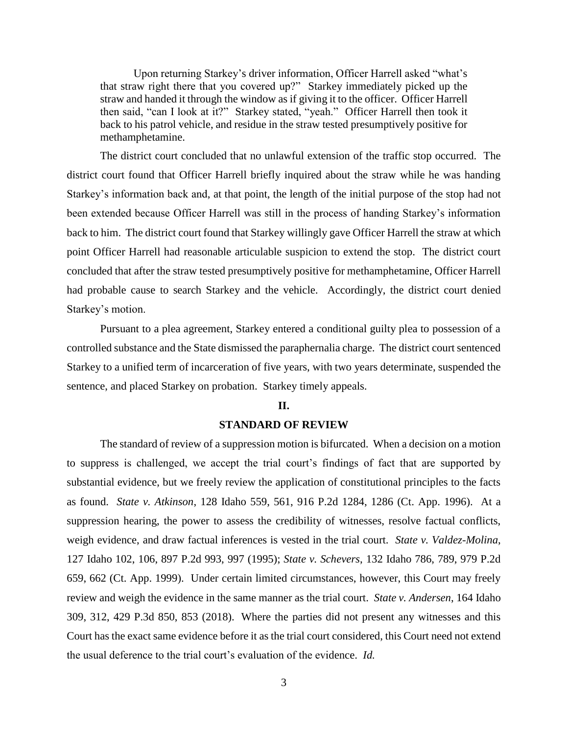> Upon returning Starkey's driver information, Officer Harrell asked "what's that straw right there that you covered up?" Starkey immediately picked up the straw and handed it through the window as if giving it to the officer. Officer Harrell then said, "can I look at it?" Starkey stated, "yeah." Officer Harrell then took it back to his patrol vehicle, and residue in the straw tested presumptively positive for methamphetamine.

The district court concluded that no unlawful extension of the traffic stop occurred. The district court found that Officer Harrell briefly inquired about the straw while he was handing Starkey's information back and, at that point, the length of the initial purpose of the stop had not been extended because Officer Harrell was still in the process of handing Starkey's information back to him. The district court found that Starkey willingly gave Officer Harrell the straw at which point Officer Harrell had reasonable articulable suspicion to extend the stop. The district court concluded that after the straw tested presumptively positive for methamphetamine, Officer Harrell had probable cause to search Starkey and the vehicle. Accordingly, the district court denied Starkey's motion.

Pursuant to a plea agreement, Starkey entered a conditional guilty plea to possession of a controlled substance and the State dismissed the paraphernalia charge. The district court sentenced Starkey to a unified term of incarceration of five years, with two years determinate, suspended the sentence, and placed Starkey on probation. Starkey timely appeals.

## II.

## STANDARD OF REVIEW

The standard of review of a suppression motion is bifurcated. When a decision on a motion to suppress is challenged, we accept the trial court's findings of fact that are supported by substantial evidence, but we freely review the application of constitutional principles to the facts as found. *State v. Atkinson*, 128 Idaho 559, 561, 916 P.2d 1284, 1286 (Ct. App. 1996). At a suppression hearing, the power to assess the credibility of witnesses, resolve factual conflicts, weigh evidence, and draw factual inferences is vested in the trial court. *State v. Valdez-Molina*, 127 Idaho 102, 106, 897 P.2d 993, 997 (1995); *State v. Schevers*, 132 Idaho 786, 789, 979 P.2d 659, 662 (Ct. App. 1999). Under certain limited circumstances, however, this Court may freely review and weigh the evidence in the same manner as the trial court. *State v. Andersen*, 164 Idaho 309, 312, 429 P.3d 850, 853 (2018). Where the parties did not present any witnesses and this Court has the exact same evidence before it as the trial court considered, this Court need not extend the usual deference to the trial court's evaluation of the evidence. *Id.*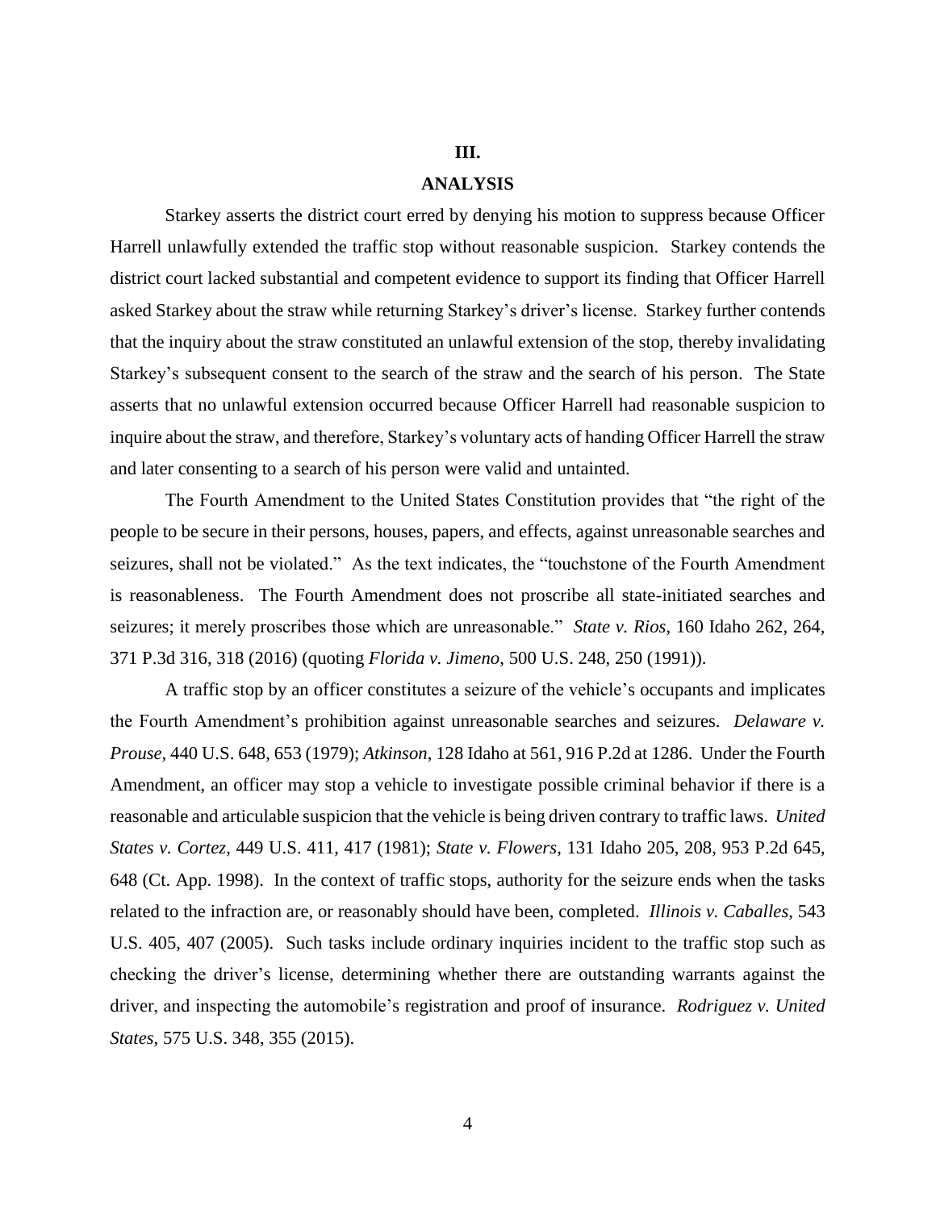## III.

## ANALYSIS

Starkey asserts the district court erred by denying his motion to suppress because Officer Harrell unlawfully extended the traffic stop without reasonable suspicion. Starkey contends the district court lacked substantial and competent evidence to support its finding that Officer Harrell asked Starkey about the straw while returning Starkey's driver's license. Starkey further contends that the inquiry about the straw constituted an unlawful extension of the stop, thereby invalidating Starkey's subsequent consent to the search of the straw and the search of his person. The State asserts that no unlawful extension occurred because Officer Harrell had reasonable suspicion to inquire about the straw, and therefore, Starkey's voluntary acts of handing Officer Harrell the straw and later consenting to a search of his person were valid and untainted.

The Fourth Amendment to the United States Constitution provides that "the right of the people to be secure in their persons, houses, papers, and effects, against unreasonable searches and seizures, shall not be violated." As the text indicates, the "touchstone of the Fourth Amendment is reasonableness. The Fourth Amendment does not proscribe all state-initiated searches and seizures; it merely proscribes those which are unreasonable." *State v. Rios*, 160 Idaho 262, 264, 371 P.3d 316, 318 (2016) (quoting *Florida v. Jimeno*, 500 U.S. 248, 250 (1991)).

A traffic stop by an officer constitutes a seizure of the vehicle's occupants and implicates the Fourth Amendment's prohibition against unreasonable searches and seizures. *Delaware v. Prouse*, 440 U.S. 648, 653 (1979); *Atkinson*, 128 Idaho at 561, 916 P.2d at 1286. Under the Fourth Amendment, an officer may stop a vehicle to investigate possible criminal behavior if there is a reasonable and articulable suspicion that the vehicle is being driven contrary to traffic laws. *United States v. Cortez*, 449 U.S. 411, 417 (1981); *State v. Flowers*, 131 Idaho 205, 208, 953 P.2d 645, 648 (Ct. App. 1998). In the context of traffic stops, authority for the seizure ends when the tasks related to the infraction are, or reasonably should have been, completed. *Illinois v. Caballes*, 543 U.S. 405, 407 (2005). Such tasks include ordinary inquiries incident to the traffic stop such as checking the driver's license, determining whether there are outstanding warrants against the driver, and inspecting the automobile's registration and proof of insurance. *Rodriguez v. United States*, 575 U.S. 348, 355 (2015).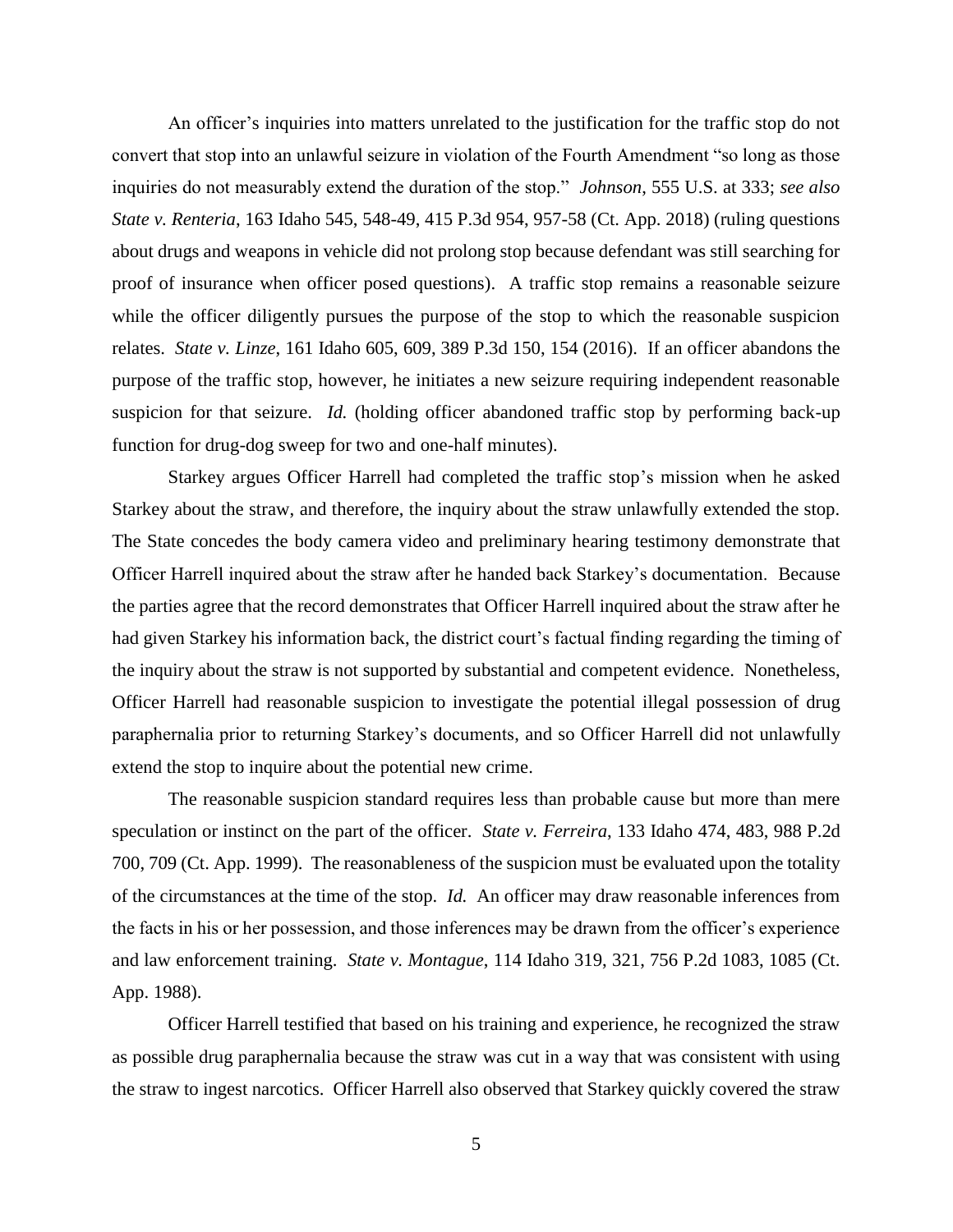An officer's inquiries into matters unrelated to the justification for the traffic stop do not convert that stop into an unlawful seizure in violation of the Fourth Amendment "so long as those inquiries do not measurably extend the duration of the stop." *Johnson*, 555 U.S. at 333; *see also State v. Renteria*, 163 Idaho 545, 548-49, 415 P.3d 954, 957-58 (Ct. App. 2018) (ruling questions about drugs and weapons in vehicle did not prolong stop because defendant was still searching for proof of insurance when officer posed questions). A traffic stop remains a reasonable seizure while the officer diligently pursues the purpose of the stop to which the reasonable suspicion relates. *State v. Linze*, 161 Idaho 605, 609, 389 P.3d 150, 154 (2016). If an officer abandons the purpose of the traffic stop, however, he initiates a new seizure requiring independent reasonable suspicion for that seizure. *Id.* (holding officer abandoned traffic stop by performing back-up function for drug-dog sweep for two and one-half minutes).

Starkey argues Officer Harrell had completed the traffic stop's mission when he asked Starkey about the straw, and therefore, the inquiry about the straw unlawfully extended the stop. The State concedes the body camera video and preliminary hearing testimony demonstrate that Officer Harrell inquired about the straw after he handed back Starkey's documentation. Because the parties agree that the record demonstrates that Officer Harrell inquired about the straw after he had given Starkey his information back, the district court's factual finding regarding the timing of the inquiry about the straw is not supported by substantial and competent evidence. Nonetheless, Officer Harrell had reasonable suspicion to investigate the potential illegal possession of drug paraphernalia prior to returning Starkey's documents, and so Officer Harrell did not unlawfully extend the stop to inquire about the potential new crime.

The reasonable suspicion standard requires less than probable cause but more than mere speculation or instinct on the part of the officer. *State v. Ferreira*, 133 Idaho 474, 483, 988 P.2d 700, 709 (Ct. App. 1999). The reasonableness of the suspicion must be evaluated upon the totality of the circumstances at the time of the stop. *Id.* An officer may draw reasonable inferences from the facts in his or her possession, and those inferences may be drawn from the officer's experience and law enforcement training. *State v. Montague*, 114 Idaho 319, 321, 756 P.2d 1083, 1085 (Ct. App. 1988).

Officer Harrell testified that based on his training and experience, he recognized the straw as possible drug paraphernalia because the straw was cut in a way that was consistent with using the straw to ingest narcotics. Officer Harrell also observed that Starkey quickly covered the straw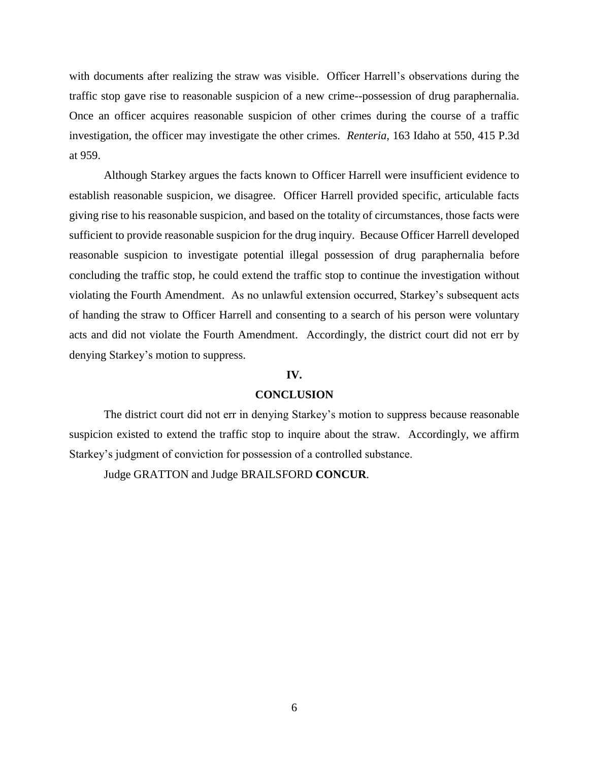with documents after realizing the straw was visible. Officer Harrell's observations during the traffic stop gave rise to reasonable suspicion of a new crime--possession of drug paraphernalia. Once an officer acquires reasonable suspicion of other crimes during the course of a traffic investigation, the officer may investigate the other crimes. *Renteria*, 163 Idaho at 550, 415 P.3d at 959.

Although Starkey argues the facts known to Officer Harrell were insufficient evidence to establish reasonable suspicion, we disagree. Officer Harrell provided specific, articulable facts giving rise to his reasonable suspicion, and based on the totality of circumstances, those facts were sufficient to provide reasonable suspicion for the drug inquiry. Because Officer Harrell developed reasonable suspicion to investigate potential illegal possession of drug paraphernalia before concluding the traffic stop, he could extend the traffic stop to continue the investigation without violating the Fourth Amendment. As no unlawful extension occurred, Starkey's subsequent acts of handing the straw to Officer Harrell and consenting to a search of his person were voluntary acts and did not violate the Fourth Amendment. Accordingly, the district court did not err by denying Starkey's motion to suppress.

## IV.

## CONCLUSION

The district court did not err in denying Starkey's motion to suppress because reasonable suspicion existed to extend the traffic stop to inquire about the straw. Accordingly, we affirm Starkey's judgment of conviction for possession of a controlled substance.

Judge GRATTON and Judge BRAILSFORD **CONCUR**.